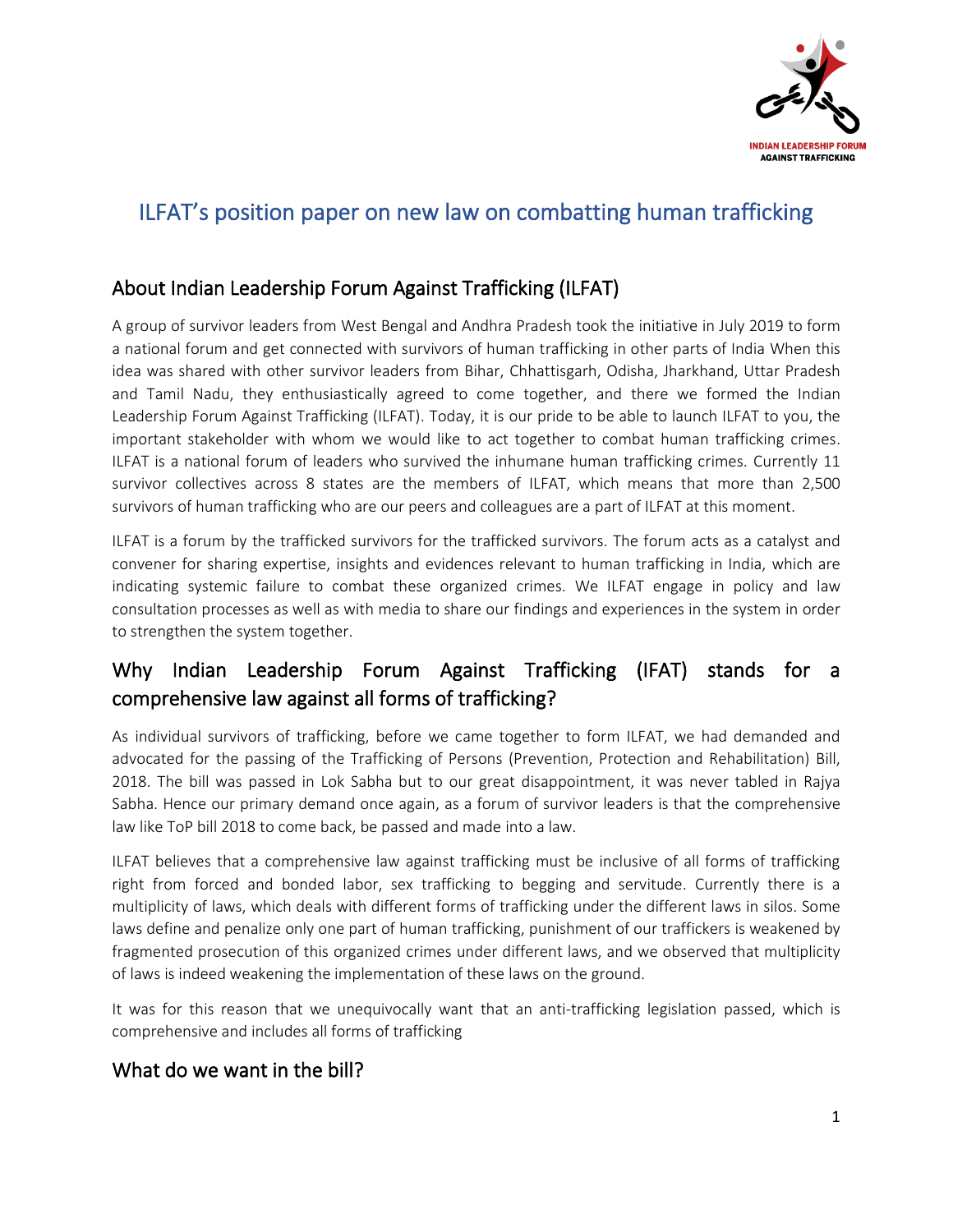# ILFAT's position paper on new law on combatting human trafficking

## About Indian Leadership Forum Against Trafficking (ILFAT)

A group of survivor leaders from West Bengal and Andhra Pradesh took the initiative in July 2019 to form a national forum and get connected with survivors of human trafficking in other parts of India When this idea was shared with other survivor leaders from Bihar, Chhattisgarh, Odisha, Jharkhand, Uttar Pradesh and Tamil Nadu, they enthusiastically agreed to come together, and there we formed the Indian Leadership Forum Against Trafficking (ILFAT). Today, it is our pride to be able to launch ILFAT to you, the important stakeholder with whom we would like to act together to combat human trafficking crimes. ILFAT is a national forum of leaders who survived the inhumane human trafficking crimes. Currently 11 survivor collectives across 8 states are the members of ILFAT, which means that more than 2,500 survivors of human trafficking who are our peers and colleagues are a part of ILFAT at this moment.

ILFAT is a forum by the trafficked survivors for the trafficked survivors. The forum acts as a catalyst and convener for sharing expertise, insights and evidences relevant to human trafficking in India, which are indicating systemic failure to combat these organized crimes. We ILFAT engage in policy and law consultation processes as well as with media to share our findings and experiences in the system in order to strengthen the system together.

## Why Indian Leadership Forum Against Trafficking (IFAT) stands for a comprehensive law against all forms of trafficking?

As individual survivors of trafficking, before we came together to form ILFAT, we had demanded and advocated for the passing of the Trafficking of Persons (Prevention, Protection and Rehabilitation) Bill, 2018. The bill was passed in Lok Sabha but to our great disappointment, it was never tabled in Rajya Sabha. Hence our primary demand once again, as a forum of survivor leaders is that the comprehensive law like ToP bill 2018 to come back, be passed and made into a law.

ILFAT believes that a comprehensive law against trafficking must be inclusive of all forms of trafficking right from forced and bonded labor, sex trafficking to begging and servitude. Currently there is a multiplicity of laws, which deals with different forms of trafficking under the different laws in silos. Some laws define and penalize only one part of human trafficking, punishment of our traffickers is weakened by fragmented prosecution of this organized crimes under different laws, and we observed that multiplicity of laws is indeed weakening the implementation of these laws on the ground.

It was for this reason that we unequivocally want that an anti-trafficking legislation passed, which is comprehensive and includes all forms of trafficking

## What do we want in the bill?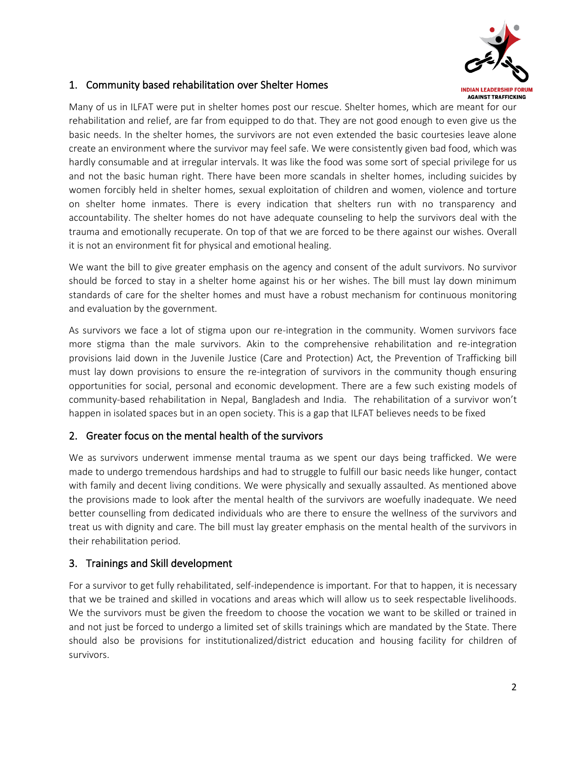## 1. Community based rehabilitation over Shelter Homes

Many of us in ILFAT were put in shelter homes post our rescue. Shelter homes, which are meant for our rehabilitation and relief, are far from equipped to do that. They are not good enough to even give us the basic needs. In the shelter homes, the survivors are not even extended the basic courtesies leave alone create an environment where the survivor may feel safe. We were consistently given bad food, which was hardly consumable and at irregular intervals. It was like the food was some sort of special privilege for us and not the basic human right. There have been more scandals in shelter homes, including suicides by women forcibly held in shelter homes, sexual exploitation of children and women, violence and torture on shelter home inmates. There is every indication that shelters run with no transparency and accountability. The shelter homes do not have adequate counseling to help the survivors deal with the trauma and emotionally recuperate. On top of that we are forced to be there against our wishes. Overall it is not an environment fit for physical and emotional healing.

We want the bill to give greater emphasis on the agency and consent of the adult survivors. No survivor should be forced to stay in a shelter home against his or her wishes. The bill must lay down minimum standards of care for the shelter homes and must have a robust mechanism for continuous monitoring and evaluation by the government.

As survivors we face a lot of stigma upon our re-integration in the community. Women survivors face more stigma than the male survivors. Akin to the comprehensive rehabilitation and re-integration provisions laid down in the Juvenile Justice (Care and Protection) Act, the Prevention of Trafficking bill must lay down provisions to ensure the re-integration of survivors in the community though ensuring opportunities for social, personal and economic development. There are a few such existing models of community-based rehabilitation in Nepal, Bangladesh and India. The rehabilitation of a survivor won't happen in isolated spaces but in an open society. This is a gap that ILFAT believes needs to be fixed

## 2. Greater focus on the mental health of the survivors

We as survivors underwent immense mental trauma as we spent our days being trafficked. We were made to undergo tremendous hardships and had to struggle to fulfill our basic needs like hunger, contact with family and decent living conditions. We were physically and sexually assaulted. As mentioned above the provisions made to look after the mental health of the survivors are woefully inadequate. We need better counselling from dedicated individuals who are there to ensure the wellness of the survivors and treat us with dignity and care. The bill must lay greater emphasis on the mental health of the survivors in their rehabilitation period.

## 3. Trainings and Skill development

For a survivor to get fully rehabilitated, self-independence is important. For that to happen, it is necessary that we be trained and skilled in vocations and areas which will allow us to seek respectable livelihoods. We the survivors must be given the freedom to choose the vocation we want to be skilled or trained in and not just be forced to undergo a limited set of skills trainings which are mandated by the State. There should also be provisions for institutionalized/district education and housing facility for children of survivors.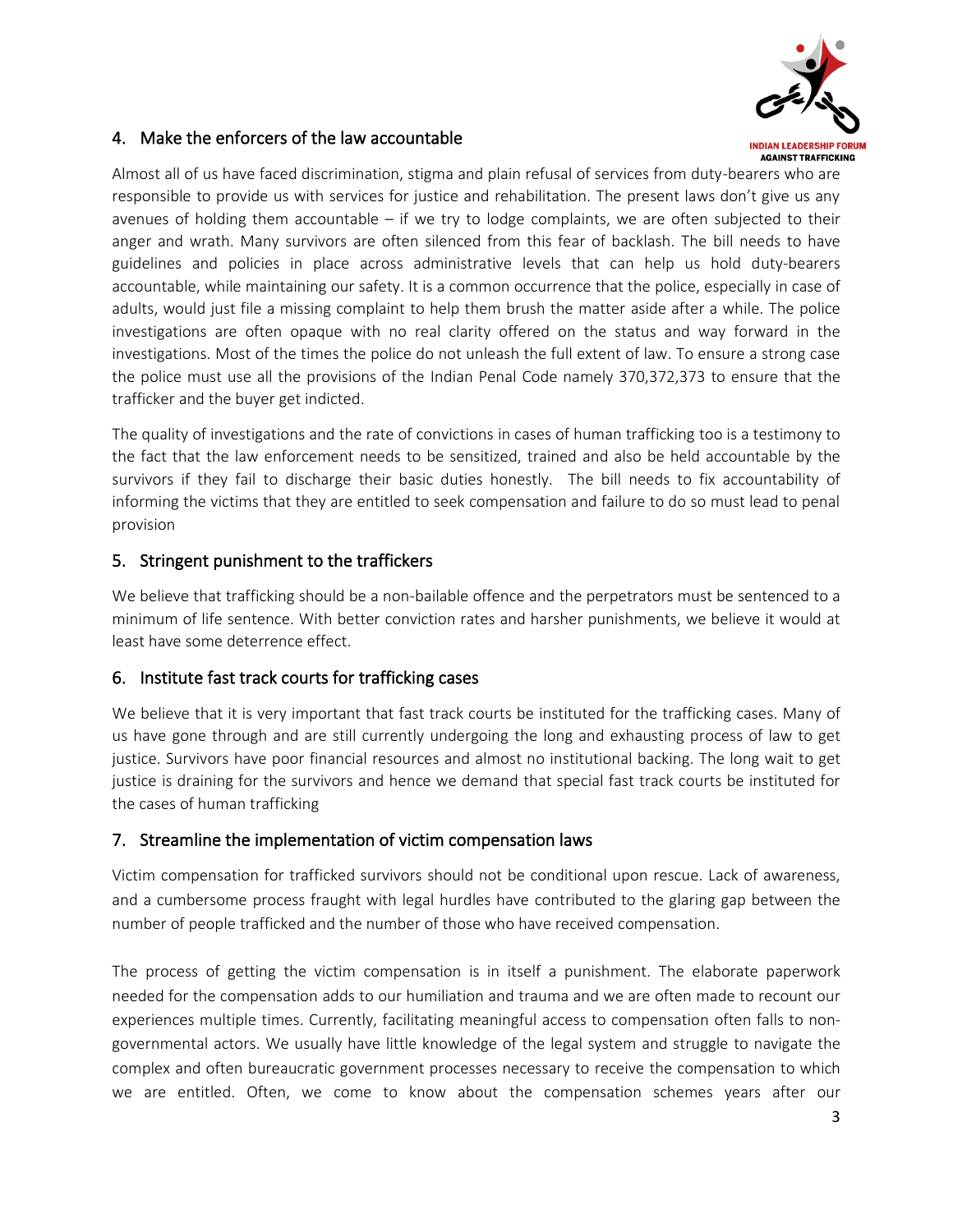## 4. Make the enforcers of the law accountable

Almost all of us have faced discrimination, stigma and plain refusal of services from duty-bearers who are responsible to provide us with services for justice and rehabilitation. The present laws don't give us any avenues of holding them accountable – if we try to lodge complaints, we are often subjected to their anger and wrath. Many survivors are often silenced from this fear of backlash. The bill needs to have guidelines and policies in place across administrative levels that can help us hold duty-bearers accountable, while maintaining our safety. It is a common occurrence that the police, especially in case of adults, would just file a missing complaint to help them brush the matter aside after a while. The police investigations are often opaque with no real clarity offered on the status and way forward in the investigations. Most of the times the police do not unleash the full extent of law. To ensure a strong case the police must use all the provisions of the Indian Penal Code namely 370,372,373 to ensure that the trafficker and the buyer get indicted.

The quality of investigations and the rate of convictions in cases of human trafficking too is a testimony to the fact that the law enforcement needs to be sensitized, trained and also be held accountable by the survivors if they fail to discharge their basic duties honestly. The bill needs to fix accountability of informing the victims that they are entitled to seek compensation and failure to do so must lead to penal provision

## 5. Stringent punishment to the traffickers

We believe that trafficking should be a non-bailable offence and the perpetrators must be sentenced to a minimum of life sentence. With better conviction rates and harsher punishments, we believe it would at least have some deterrence effect.

## 6. Institute fast track courts for trafficking cases

We believe that it is very important that fast track courts be instituted for the trafficking cases. Many of us have gone through and are still currently undergoing the long and exhausting process of law to get justice. Survivors have poor financial resources and almost no institutional backing. The long wait to get justice is draining for the survivors and hence we demand that special fast track courts be instituted for the cases of human trafficking

## 7. Streamline the implementation of victim compensation laws

Victim compensation for trafficked survivors should not be conditional upon rescue. Lack of awareness, and a cumbersome process fraught with legal hurdles have contributed to the glaring gap between the number of people trafficked and the number of those who have received compensation.

The process of getting the victim compensation is in itself a punishment. The elaborate paperwork needed for the compensation adds to our humiliation and trauma and we are often made to recount our experiences multiple times. Currently, facilitating meaningful access to compensation often falls to non-governmental actors. We usually have little knowledge of the legal system and struggle to navigate the complex and often bureaucratic government processes necessary to receive the compensation to which we are entitled. Often, we come to know about the compensation schemes years after our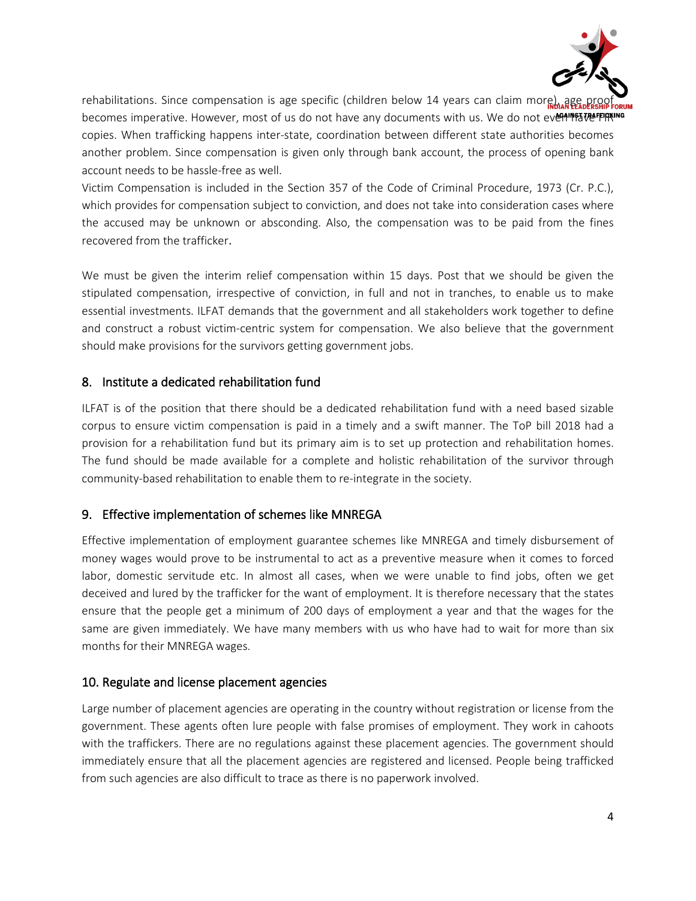rehabilitations. Since compensation is age specific (children below 14 years can claim more), age proof becomes imperative. However, most of us do not have any documents with us. We do not even have FIR copies. When trafficking happens inter-state, coordination between different state authorities becomes another problem. Since compensation is given only through bank account, the process of opening bank account needs to be hassle-free as well.

Victim Compensation is included in the Section 357 of the Code of Criminal Procedure, 1973 (Cr. P.C.), which provides for compensation subject to conviction, and does not take into consideration cases where the accused may be unknown or absconding. Also, the compensation was to be paid from the fines recovered from the trafficker.

We must be given the interim relief compensation within 15 days. Post that we should be given the stipulated compensation, irrespective of conviction, in full and not in tranches, to enable us to make essential investments. ILFAT demands that the government and all stakeholders work together to define and construct a robust victim-centric system for compensation. We also believe that the government should make provisions for the survivors getting government jobs.

## 8. Institute a dedicated rehabilitation fund

ILFAT is of the position that there should be a dedicated rehabilitation fund with a need based sizable corpus to ensure victim compensation is paid in a timely and a swift manner. The ToP bill 2018 had a provision for a rehabilitation fund but its primary aim is to set up protection and rehabilitation homes. The fund should be made available for a complete and holistic rehabilitation of the survivor through community-based rehabilitation to enable them to re-integrate in the society.

## 9. Effective implementation of schemes like MNREGA

Effective implementation of employment guarantee schemes like MNREGA and timely disbursement of money wages would prove to be instrumental to act as a preventive measure when it comes to forced labor, domestic servitude etc. In almost all cases, when we were unable to find jobs, often we get deceived and lured by the trafficker for the want of employment. It is therefore necessary that the states ensure that the people get a minimum of 200 days of employment a year and that the wages for the same are given immediately. We have many members with us who have had to wait for more than six months for their MNREGA wages.

## 10. Regulate and license placement agencies

Large number of placement agencies are operating in the country without registration or license from the government. These agents often lure people with false promises of employment. They work in cahoots with the traffickers. There are no regulations against these placement agencies. The government should immediately ensure that all the placement agencies are registered and licensed. People being trafficked from such agencies are also difficult to trace as there is no paperwork involved.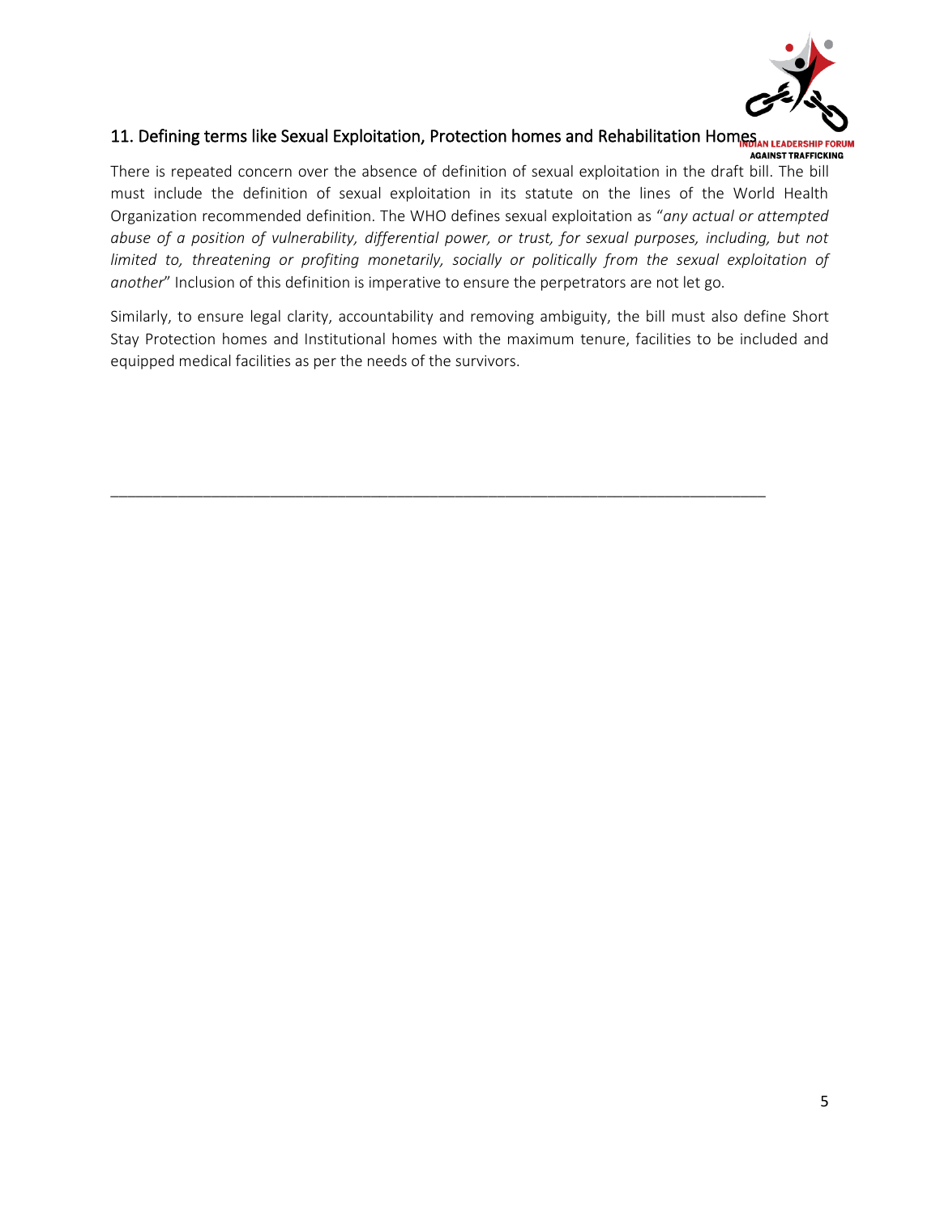## 11. Defining terms like Sexual Exploitation, Protection homes and Rehabilitation Homes

There is repeated concern over the absence of definition of sexual exploitation in the draft bill. The bill must include the definition of sexual exploitation in its statute on the lines of the World Health Organization recommended definition. The WHO defines sexual exploitation as "*any actual or attempted abuse of a position of vulnerability, differential power, or trust, for sexual purposes, including, but not limited to, threatening or profiting monetarily, socially or politically from the sexual exploitation of another*" Inclusion of this definition is imperative to ensure the perpetrators are not let go.

Similarly, to ensure legal clarity, accountability and removing ambiguity, the bill must also define Short Stay Protection homes and Institutional homes with the maximum tenure, facilities to be included and equipped medical facilities as per the needs of the survivors.

---